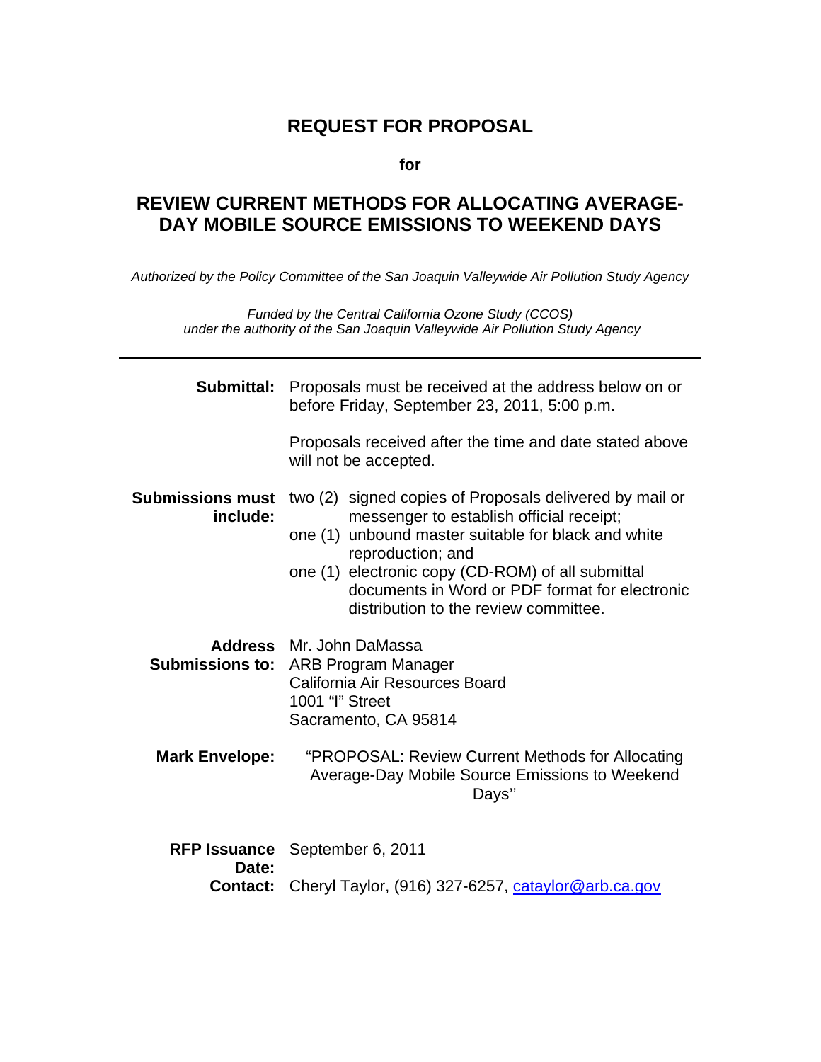# REQUEST FOR PROPOSAL

**for**

## REVIEW CURRENT METHODS FOR ALLOCATING AVERAGE-DAY MOBILE SOURCE EMISSIONS TO WEEKEND DAYS

*Authorized by the Policy Committee of the San Joaquin Valleywide Air Pollution Study Agency*

*Funded by the Central California Ozone Study (CCOS) under the authority of the San Joaquin Valleywide Air Pollution Study Agency*

---

**Submittal:** Proposals must be received at the address below on or before Friday, September 23, 2011, 5:00 p.m.

Proposals received after the time and date stated above will not be accepted.

**Submissions must include:**

- two (2) signed copies of Proposals delivered by mail or messenger to establish official receipt;
- one (1) unbound master suitable for black and white reproduction; and
- one (1) electronic copy (CD-ROM) of all submittal documents in Word or PDF format for electronic distribution to the review committee.

**Address Submissions to:** Mr. John DaMassa
ARB Program Manager
California Air Resources Board
1001 "I" Street
Sacramento, CA 95814

**Mark Envelope:** "PROPOSAL: Review Current Methods for Allocating Average-Day Mobile Source Emissions to Weekend Days"

**RFP Issuance Date:** September 6, 2011

**Contact:** Cheryl Taylor, (916) 327-6257, cataylor@arb.ca.gov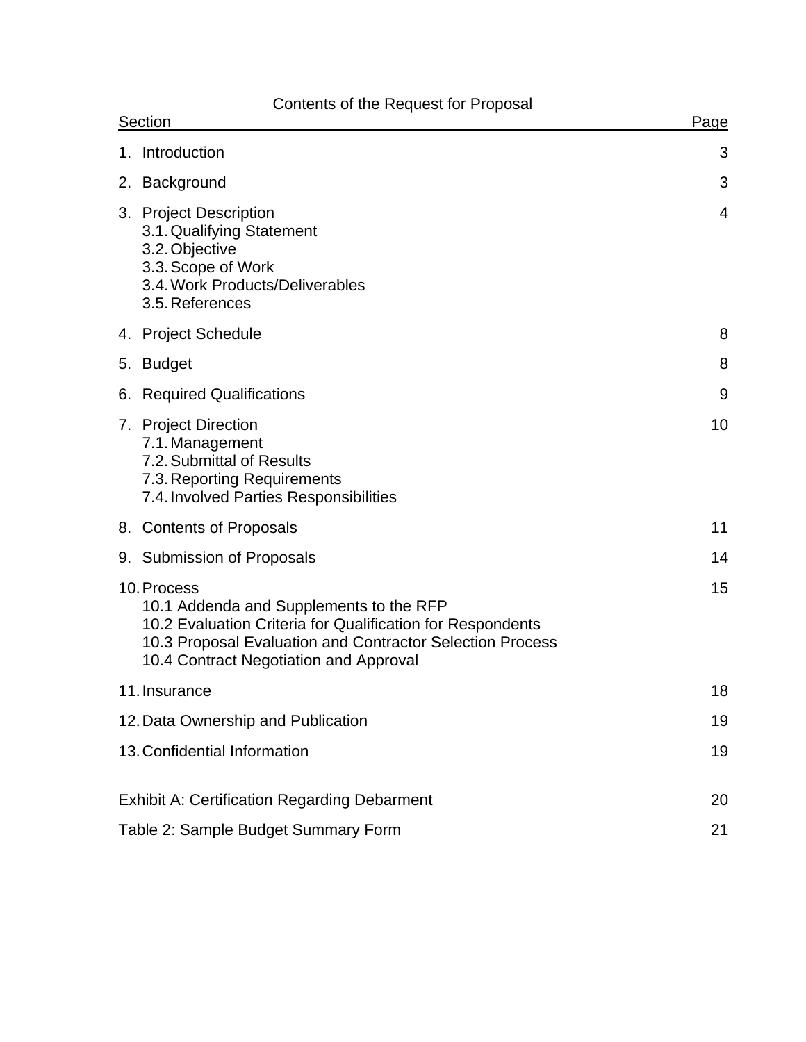Contents of the Request for Proposal

| Section | Page |
| --- | --- |
| 1. Introduction | 3 |
| 2. Background | 3 |
| 3. Project Description<br>3.1. Qualifying Statement<br>3.2. Objective<br>3.3. Scope of Work<br>3.4. Work Products/Deliverables<br>3.5. References | 4 |
| 4. Project Schedule | 8 |
| 5. Budget | 8 |
| 6. Required Qualifications | 9 |
| 7. Project Direction<br>7.1. Management<br>7.2. Submittal of Results<br>7.3. Reporting Requirements<br>7.4. Involved Parties Responsibilities | 10 |
| 8. Contents of Proposals | 11 |
| 9. Submission of Proposals | 14 |
| 10. Process<br>10.1 Addenda and Supplements to the RFP<br>10.2 Evaluation Criteria for Qualification for Respondents<br>10.3 Proposal Evaluation and Contractor Selection Process<br>10.4 Contract Negotiation and Approval | 15 |
| 11. Insurance | 18 |
| 12. Data Ownership and Publication | 19 |
| 13. Confidential Information | 19 |
| Exhibit A: Certification Regarding Debarment | 20 |
| Table 2: Sample Budget Summary Form | 21 |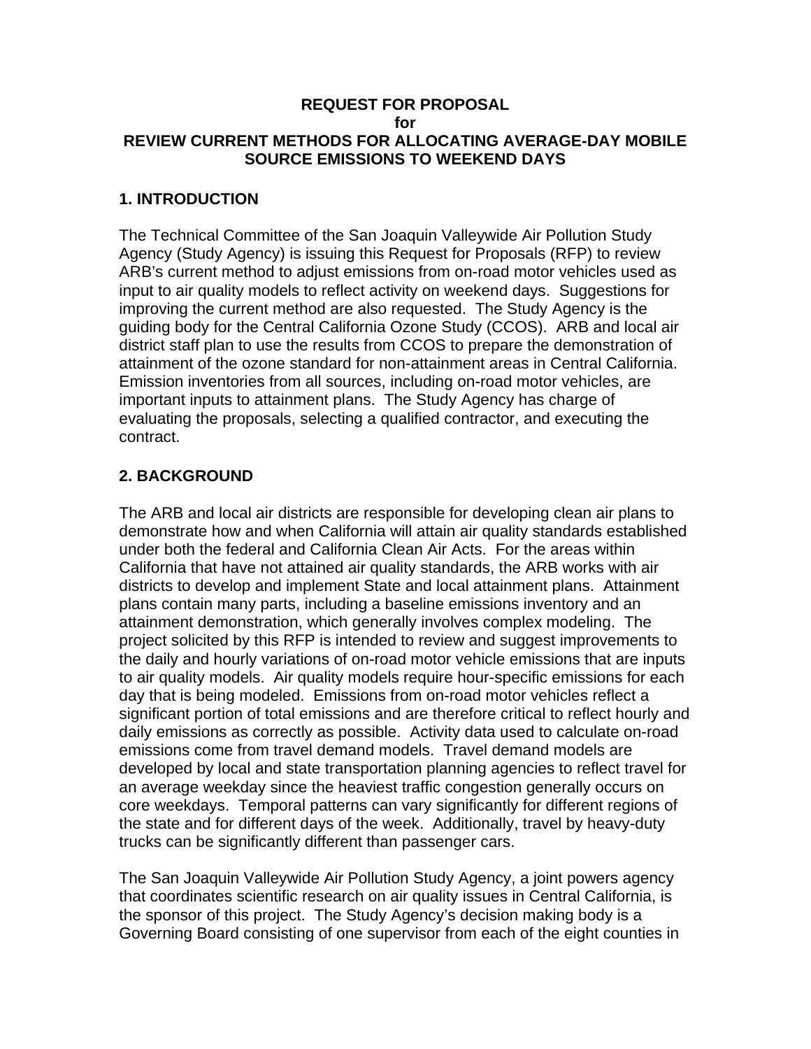**REQUEST FOR PROPOSAL**
**for**
**REVIEW CURRENT METHODS FOR ALLOCATING AVERAGE-DAY MOBILE SOURCE EMISSIONS TO WEEKEND DAYS**

## 1. INTRODUCTION

The Technical Committee of the San Joaquin Valleywide Air Pollution Study Agency (Study Agency) is issuing this Request for Proposals (RFP) to review ARB's current method to adjust emissions from on-road motor vehicles used as input to air quality models to reflect activity on weekend days. Suggestions for improving the current method are also requested. The Study Agency is the guiding body for the Central California Ozone Study (CCOS). ARB and local air district staff plan to use the results from CCOS to prepare the demonstration of attainment of the ozone standard for non-attainment areas in Central California. Emission inventories from all sources, including on-road motor vehicles, are important inputs to attainment plans. The Study Agency has charge of evaluating the proposals, selecting a qualified contractor, and executing the contract.

## 2. BACKGROUND

The ARB and local air districts are responsible for developing clean air plans to demonstrate how and when California will attain air quality standards established under both the federal and California Clean Air Acts. For the areas within California that have not attained air quality standards, the ARB works with air districts to develop and implement State and local attainment plans. Attainment plans contain many parts, including a baseline emissions inventory and an attainment demonstration, which generally involves complex modeling. The project solicited by this RFP is intended to review and suggest improvements to the daily and hourly variations of on-road motor vehicle emissions that are inputs to air quality models. Air quality models require hour-specific emissions for each day that is being modeled. Emissions from on-road motor vehicles reflect a significant portion of total emissions and are therefore critical to reflect hourly and daily emissions as correctly as possible. Activity data used to calculate on-road emissions come from travel demand models. Travel demand models are developed by local and state transportation planning agencies to reflect travel for an average weekday since the heaviest traffic congestion generally occurs on core weekdays. Temporal patterns can vary significantly for different regions of the state and for different days of the week. Additionally, travel by heavy-duty trucks can be significantly different than passenger cars.

The San Joaquin Valleywide Air Pollution Study Agency, a joint powers agency that coordinates scientific research on air quality issues in Central California, is the sponsor of this project. The Study Agency's decision making body is a Governing Board consisting of one supervisor from each of the eight counties in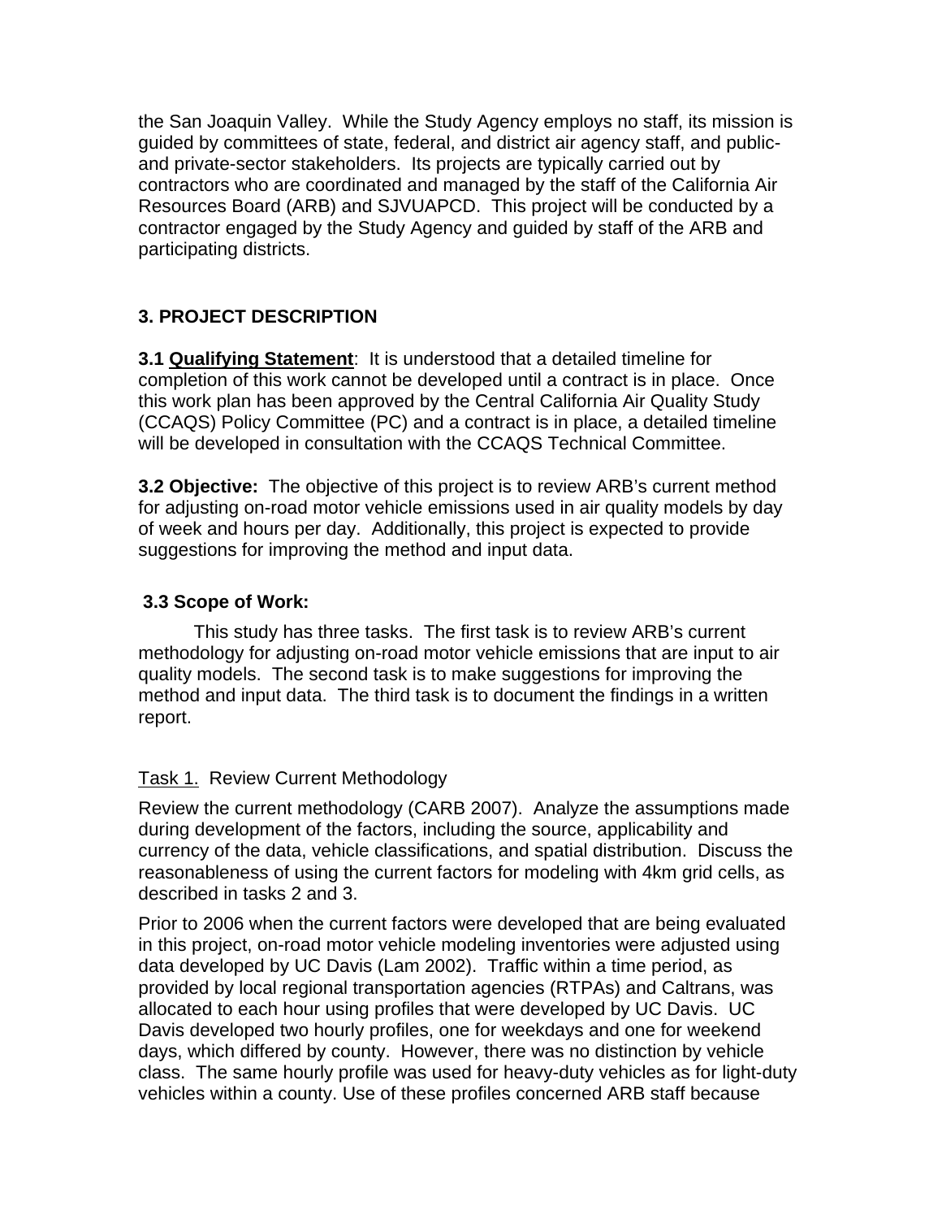the San Joaquin Valley. While the Study Agency employs no staff, its mission is guided by committees of state, federal, and district air agency staff, and public- and private-sector stakeholders. Its projects are typically carried out by contractors who are coordinated and managed by the staff of the California Air Resources Board (ARB) and SJVUAPCD. This project will be conducted by a contractor engaged by the Study Agency and guided by staff of the ARB and participating districts.

## 3. PROJECT DESCRIPTION

**3.1 Qualifying Statement**: It is understood that a detailed timeline for completion of this work cannot be developed until a contract is in place. Once this work plan has been approved by the Central California Air Quality Study (CCAQS) Policy Committee (PC) and a contract is in place, a detailed timeline will be developed in consultation with the CCAQS Technical Committee.

**3.2 Objective:** The objective of this project is to review ARB's current method for adjusting on-road motor vehicle emissions used in air quality models by day of week and hours per day. Additionally, this project is expected to provide suggestions for improving the method and input data.

### 3.3 Scope of Work:

This study has three tasks. The first task is to review ARB's current methodology for adjusting on-road motor vehicle emissions that are input to air quality models. The second task is to make suggestions for improving the method and input data. The third task is to document the findings in a written report.

Task 1. Review Current Methodology

Review the current methodology (CARB 2007). Analyze the assumptions made during development of the factors, including the source, applicability and currency of the data, vehicle classifications, and spatial distribution. Discuss the reasonableness of using the current factors for modeling with 4km grid cells, as described in tasks 2 and 3.

Prior to 2006 when the current factors were developed that are being evaluated in this project, on-road motor vehicle modeling inventories were adjusted using data developed by UC Davis (Lam 2002). Traffic within a time period, as provided by local regional transportation agencies (RTPAs) and Caltrans, was allocated to each hour using profiles that were developed by UC Davis. UC Davis developed two hourly profiles, one for weekdays and one for weekend days, which differed by county. However, there was no distinction by vehicle class. The same hourly profile was used for heavy-duty vehicles as for light-duty vehicles within a county. Use of these profiles concerned ARB staff because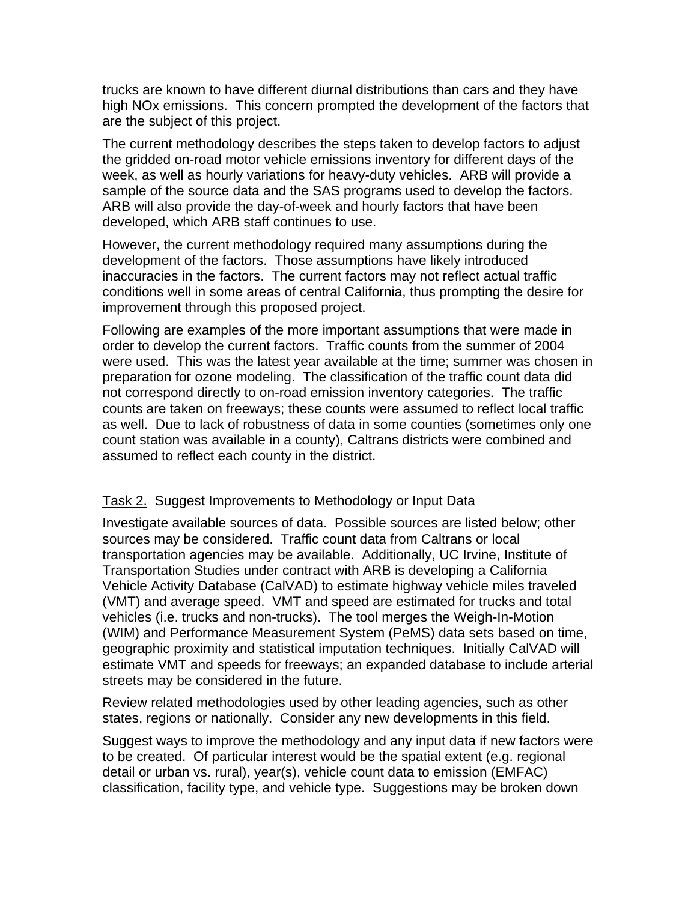trucks are known to have different diurnal distributions than cars and they have high NOx emissions. This concern prompted the development of the factors that are the subject of this project.

The current methodology describes the steps taken to develop factors to adjust the gridded on-road motor vehicle emissions inventory for different days of the week, as well as hourly variations for heavy-duty vehicles. ARB will provide a sample of the source data and the SAS programs used to develop the factors. ARB will also provide the day-of-week and hourly factors that have been developed, which ARB staff continues to use.

However, the current methodology required many assumptions during the development of the factors. Those assumptions have likely introduced inaccuracies in the factors. The current factors may not reflect actual traffic conditions well in some areas of central California, thus prompting the desire for improvement through this proposed project.

Following are examples of the more important assumptions that were made in order to develop the current factors. Traffic counts from the summer of 2004 were used. This was the latest year available at the time; summer was chosen in preparation for ozone modeling. The classification of the traffic count data did not correspond directly to on-road emission inventory categories. The traffic counts are taken on freeways; these counts were assumed to reflect local traffic as well. Due to lack of robustness of data in some counties (sometimes only one count station was available in a county), Caltrans districts were combined and assumed to reflect each county in the district.

<u>Task 2.</u> Suggest Improvements to Methodology or Input Data

Investigate available sources of data. Possible sources are listed below; other sources may be considered. Traffic count data from Caltrans or local transportation agencies may be available. Additionally, UC Irvine, Institute of Transportation Studies under contract with ARB is developing a California Vehicle Activity Database (CalVAD) to estimate highway vehicle miles traveled (VMT) and average speed. VMT and speed are estimated for trucks and total vehicles (i.e. trucks and non-trucks). The tool merges the Weigh-In-Motion (WIM) and Performance Measurement System (PeMS) data sets based on time, geographic proximity and statistical imputation techniques. Initially CalVAD will estimate VMT and speeds for freeways; an expanded database to include arterial streets may be considered in the future.

Review related methodologies used by other leading agencies, such as other states, regions or nationally. Consider any new developments in this field.

Suggest ways to improve the methodology and any input data if new factors were to be created. Of particular interest would be the spatial extent (e.g. regional detail or urban vs. rural), year(s), vehicle count data to emission (EMFAC) classification, facility type, and vehicle type. Suggestions may be broken down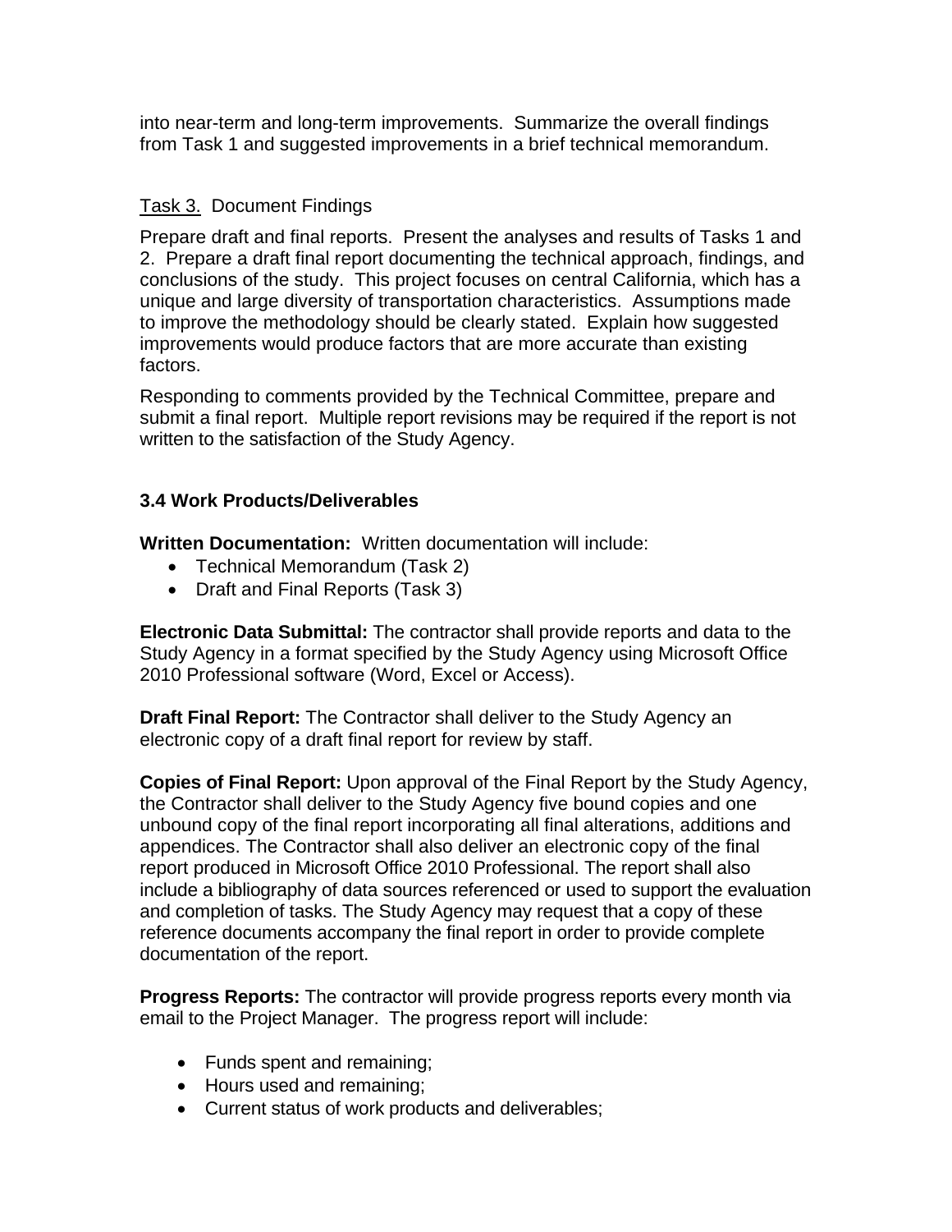into near-term and long-term improvements. Summarize the overall findings from Task 1 and suggested improvements in a brief technical memorandum.

Task 3. Document Findings

Prepare draft and final reports. Present the analyses and results of Tasks 1 and 2. Prepare a draft final report documenting the technical approach, findings, and conclusions of the study. This project focuses on central California, which has a unique and large diversity of transportation characteristics. Assumptions made to improve the methodology should be clearly stated. Explain how suggested improvements would produce factors that are more accurate than existing factors.

Responding to comments provided by the Technical Committee, prepare and submit a final report. Multiple report revisions may be required if the report is not written to the satisfaction of the Study Agency.

### 3.4 Work Products/Deliverables

**Written Documentation:** Written documentation will include:

- Technical Memorandum (Task 2)
- Draft and Final Reports (Task 3)

**Electronic Data Submittal:** The contractor shall provide reports and data to the Study Agency in a format specified by the Study Agency using Microsoft Office 2010 Professional software (Word, Excel or Access).

**Draft Final Report:** The Contractor shall deliver to the Study Agency an electronic copy of a draft final report for review by staff.

**Copies of Final Report:** Upon approval of the Final Report by the Study Agency, the Contractor shall deliver to the Study Agency five bound copies and one unbound copy of the final report incorporating all final alterations, additions and appendices. The Contractor shall also deliver an electronic copy of the final report produced in Microsoft Office 2010 Professional. The report shall also include a bibliography of data sources referenced or used to support the evaluation and completion of tasks. The Study Agency may request that a copy of these reference documents accompany the final report in order to provide complete documentation of the report.

**Progress Reports:** The contractor will provide progress reports every month via email to the Project Manager. The progress report will include:

- Funds spent and remaining;
- Hours used and remaining;
- Current status of work products and deliverables;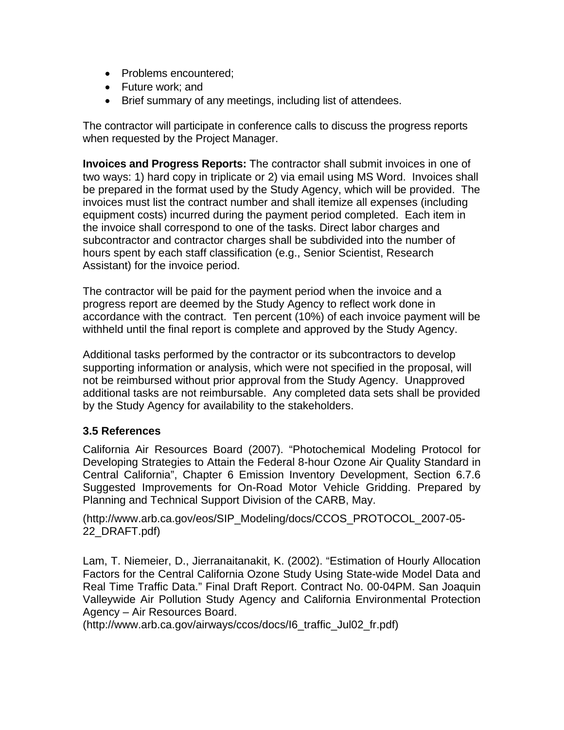- Problems encountered;
- Future work; and
- Brief summary of any meetings, including list of attendees.

The contractor will participate in conference calls to discuss the progress reports when requested by the Project Manager.

**Invoices and Progress Reports:** The contractor shall submit invoices in one of two ways: 1) hard copy in triplicate or 2) via email using MS Word. Invoices shall be prepared in the format used by the Study Agency, which will be provided. The invoices must list the contract number and shall itemize all expenses (including equipment costs) incurred during the payment period completed. Each item in the invoice shall correspond to one of the tasks. Direct labor charges and subcontractor and contractor charges shall be subdivided into the number of hours spent by each staff classification (e.g., Senior Scientist, Research Assistant) for the invoice period.

The contractor will be paid for the payment period when the invoice and a progress report are deemed by the Study Agency to reflect work done in accordance with the contract. Ten percent (10%) of each invoice payment will be withheld until the final report is complete and approved by the Study Agency.

Additional tasks performed by the contractor or its subcontractors to develop supporting information or analysis, which were not specified in the proposal, will not be reimbursed without prior approval from the Study Agency. Unapproved additional tasks are not reimbursable. Any completed data sets shall be provided by the Study Agency for availability to the stakeholders.

### 3.5 References

California Air Resources Board (2007). "Photochemical Modeling Protocol for Developing Strategies to Attain the Federal 8-hour Ozone Air Quality Standard in Central California", Chapter 6 Emission Inventory Development, Section 6.7.6 Suggested Improvements for On-Road Motor Vehicle Gridding. Prepared by Planning and Technical Support Division of the CARB, May.

(http://www.arb.ca.gov/eos/SIP_Modeling/docs/CCOS_PROTOCOL_2007-05-22_DRAFT.pdf)

Lam, T. Niemeier, D., Jierranaitanakit, K. (2002). "Estimation of Hourly Allocation Factors for the Central California Ozone Study Using State-wide Model Data and Real Time Traffic Data." Final Draft Report. Contract No. 00-04PM. San Joaquin Valleywide Air Pollution Study Agency and California Environmental Protection Agency – Air Resources Board.
(http://www.arb.ca.gov/airways/ccos/docs/I6_traffic_Jul02_fr.pdf)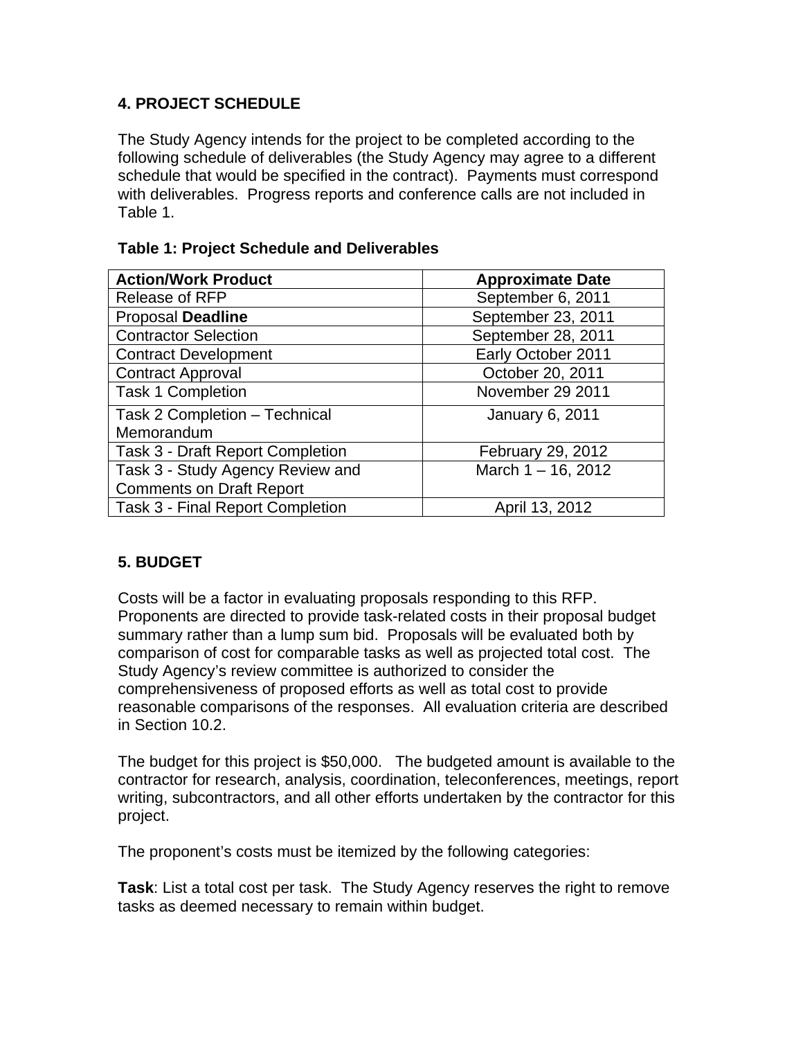## 4. PROJECT SCHEDULE

The Study Agency intends for the project to be completed according to the following schedule of deliverables (the Study Agency may agree to a different schedule that would be specified in the contract). Payments must correspond with deliverables. Progress reports and conference calls are not included in Table 1.

**Table 1: Project Schedule and Deliverables**

| Action/Work Product | Approximate Date |
|---|---|
| Release of RFP | September 6, 2011 |
| Proposal **Deadline** | September 23, 2011 |
| Contractor Selection | September 28, 2011 |
| Contract Development | Early October 2011 |
| Contract Approval | October 20, 2011 |
| Task 1 Completion | November 29 2011 |
| Task 2 Completion – Technical Memorandum | January 6, 2011 |
| Task 3 - Draft Report Completion | February 29, 2012 |
| Task 3 - Study Agency Review and Comments on Draft Report | March 1 – 16, 2012 |
| Task 3 - Final Report Completion | April 13, 2012 |

## 5. BUDGET

Costs will be a factor in evaluating proposals responding to this RFP. Proponents are directed to provide task-related costs in their proposal budget summary rather than a lump sum bid. Proposals will be evaluated both by comparison of cost for comparable tasks as well as projected total cost. The Study Agency's review committee is authorized to consider the comprehensiveness of proposed efforts as well as total cost to provide reasonable comparisons of the responses. All evaluation criteria are described in Section 10.2.

The budget for this project is $50,000. The budgeted amount is available to the contractor for research, analysis, coordination, teleconferences, meetings, report writing, subcontractors, and all other efforts undertaken by the contractor for this project.

The proponent's costs must be itemized by the following categories:

**Task**: List a total cost per task. The Study Agency reserves the right to remove tasks as deemed necessary to remain within budget.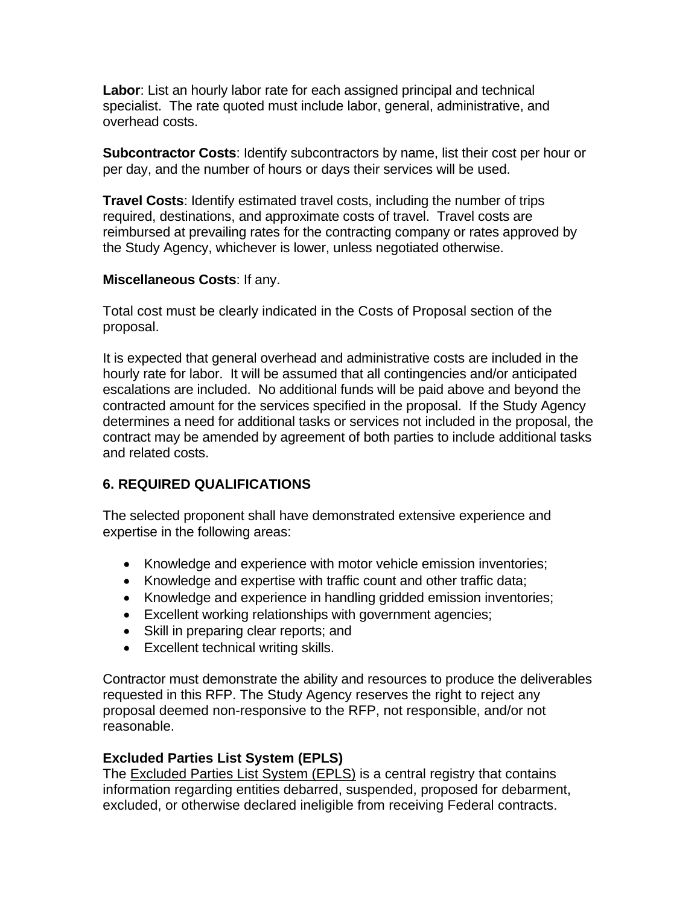**Labor**: List an hourly labor rate for each assigned principal and technical specialist. The rate quoted must include labor, general, administrative, and overhead costs.

**Subcontractor Costs**: Identify subcontractors by name, list their cost per hour or per day, and the number of hours or days their services will be used.

**Travel Costs**: Identify estimated travel costs, including the number of trips required, destinations, and approximate costs of travel. Travel costs are reimbursed at prevailing rates for the contracting company or rates approved by the Study Agency, whichever is lower, unless negotiated otherwise.

**Miscellaneous Costs**: If any.

Total cost must be clearly indicated in the Costs of Proposal section of the proposal.

It is expected that general overhead and administrative costs are included in the hourly rate for labor. It will be assumed that all contingencies and/or anticipated escalations are included. No additional funds will be paid above and beyond the contracted amount for the services specified in the proposal. If the Study Agency determines a need for additional tasks or services not included in the proposal, the contract may be amended by agreement of both parties to include additional tasks and related costs.

## 6. REQUIRED QUALIFICATIONS

The selected proponent shall have demonstrated extensive experience and expertise in the following areas:

- Knowledge and experience with motor vehicle emission inventories;
- Knowledge and expertise with traffic count and other traffic data;
- Knowledge and experience in handling gridded emission inventories;
- Excellent working relationships with government agencies;
- Skill in preparing clear reports; and
- Excellent technical writing skills.

Contractor must demonstrate the ability and resources to produce the deliverables requested in this RFP. The Study Agency reserves the right to reject any proposal deemed non-responsive to the RFP, not responsible, and/or not reasonable.

### Excluded Parties List System (EPLS)

The Excluded Parties List System (EPLS) is a central registry that contains information regarding entities debarred, suspended, proposed for debarment, excluded, or otherwise declared ineligible from receiving Federal contracts.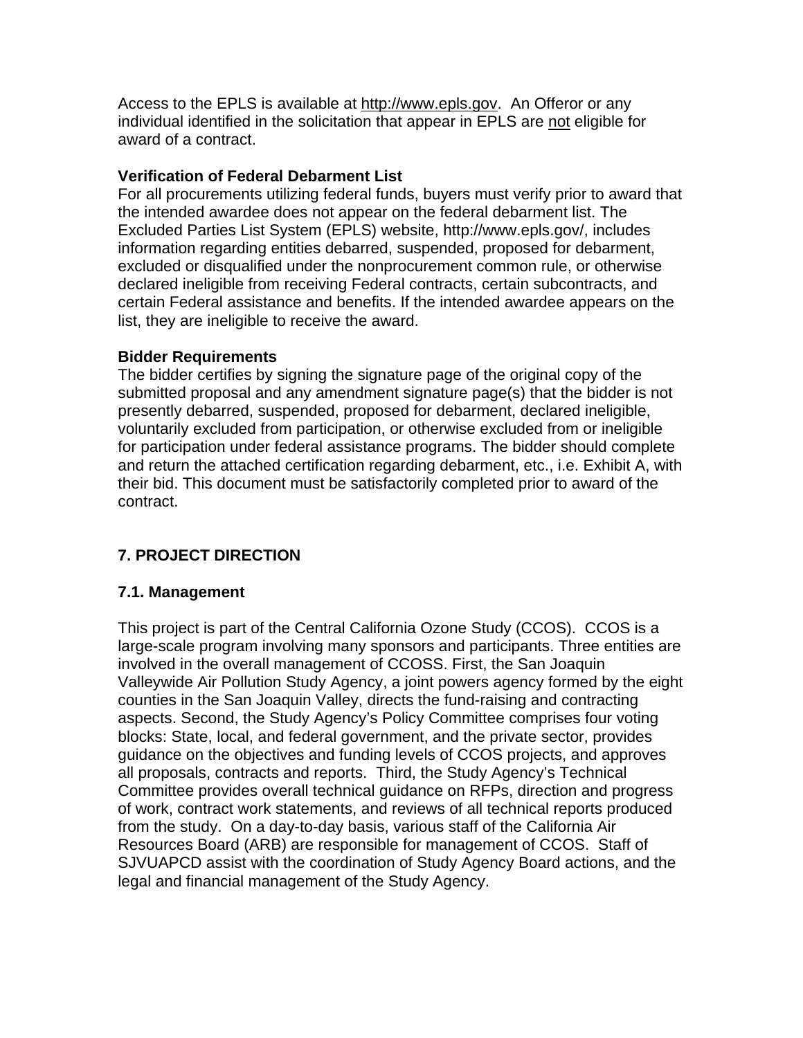Access to the EPLS is available at http://www.epls.gov. An Offeror or any individual identified in the solicitation that appear in EPLS are not eligible for award of a contract.

**Verification of Federal Debarment List**

For all procurements utilizing federal funds, buyers must verify prior to award that the intended awardee does not appear on the federal debarment list. The Excluded Parties List System (EPLS) website, http://www.epls.gov/, includes information regarding entities debarred, suspended, proposed for debarment, excluded or disqualified under the nonprocurement common rule, or otherwise declared ineligible from receiving Federal contracts, certain subcontracts, and certain Federal assistance and benefits. If the intended awardee appears on the list, they are ineligible to receive the award.

**Bidder Requirements**

The bidder certifies by signing the signature page of the original copy of the submitted proposal and any amendment signature page(s) that the bidder is not presently debarred, suspended, proposed for debarment, declared ineligible, voluntarily excluded from participation, or otherwise excluded from or ineligible for participation under federal assistance programs. The bidder should complete and return the attached certification regarding debarment, etc., i.e. Exhibit A, with their bid. This document must be satisfactorily completed prior to award of the contract.

## 7. PROJECT DIRECTION

### 7.1. Management

This project is part of the Central California Ozone Study (CCOS). CCOS is a large-scale program involving many sponsors and participants. Three entities are involved in the overall management of CCOSS. First, the San Joaquin Valleywide Air Pollution Study Agency, a joint powers agency formed by the eight counties in the San Joaquin Valley, directs the fund-raising and contracting aspects. Second, the Study Agency's Policy Committee comprises four voting blocks: State, local, and federal government, and the private sector, provides guidance on the objectives and funding levels of CCOS projects, and approves all proposals, contracts and reports. Third, the Study Agency's Technical Committee provides overall technical guidance on RFPs, direction and progress of work, contract work statements, and reviews of all technical reports produced from the study. On a day-to-day basis, various staff of the California Air Resources Board (ARB) are responsible for management of CCOS. Staff of SJVUAPCD assist with the coordination of Study Agency Board actions, and the legal and financial management of the Study Agency.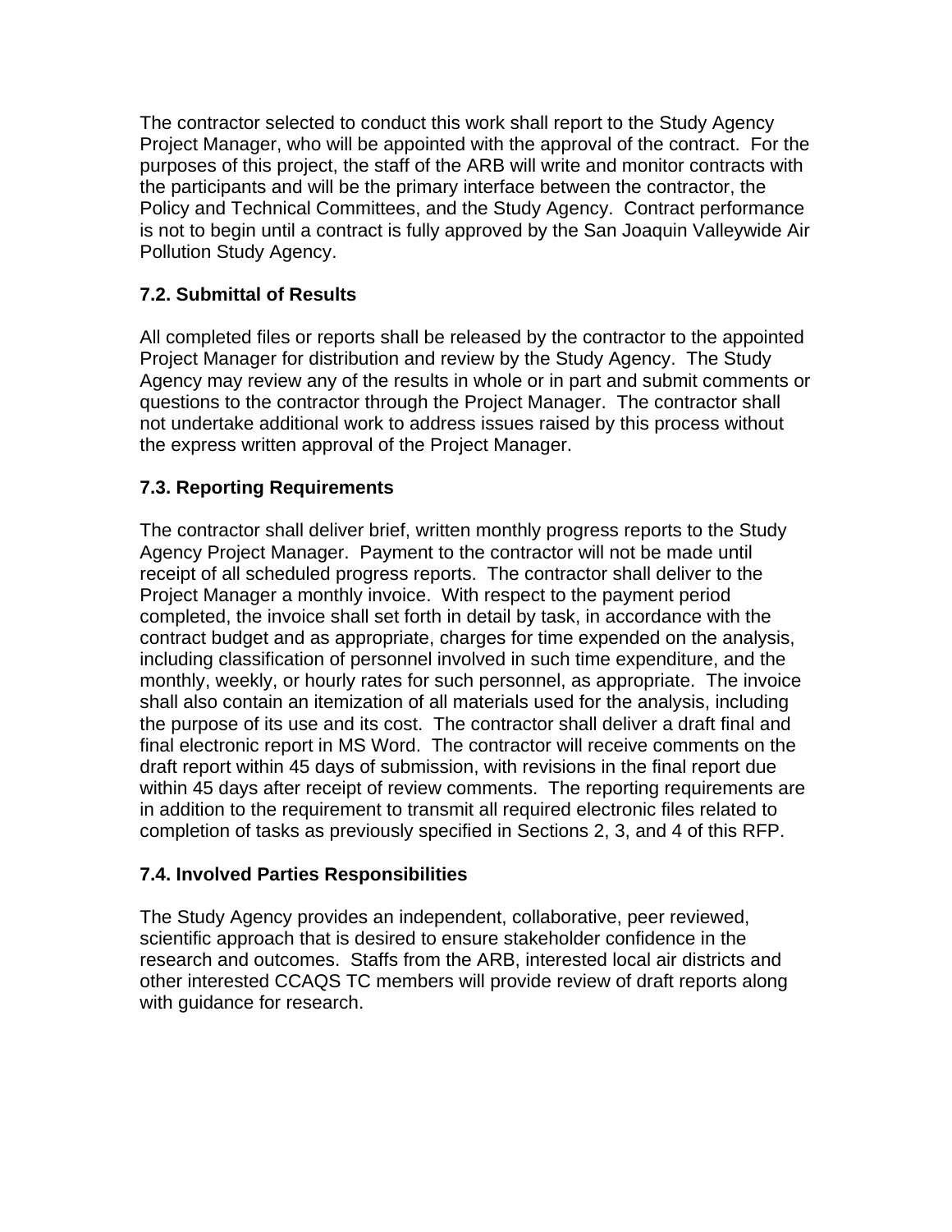The contractor selected to conduct this work shall report to the Study Agency Project Manager, who will be appointed with the approval of the contract. For the purposes of this project, the staff of the ARB will write and monitor contracts with the participants and will be the primary interface between the contractor, the Policy and Technical Committees, and the Study Agency. Contract performance is not to begin until a contract is fully approved by the San Joaquin Valleywide Air Pollution Study Agency.

### 7.2. Submittal of Results

All completed files or reports shall be released by the contractor to the appointed Project Manager for distribution and review by the Study Agency. The Study Agency may review any of the results in whole or in part and submit comments or questions to the contractor through the Project Manager. The contractor shall not undertake additional work to address issues raised by this process without the express written approval of the Project Manager.

### 7.3. Reporting Requirements

The contractor shall deliver brief, written monthly progress reports to the Study Agency Project Manager. Payment to the contractor will not be made until receipt of all scheduled progress reports. The contractor shall deliver to the Project Manager a monthly invoice. With respect to the payment period completed, the invoice shall set forth in detail by task, in accordance with the contract budget and as appropriate, charges for time expended on the analysis, including classification of personnel involved in such time expenditure, and the monthly, weekly, or hourly rates for such personnel, as appropriate. The invoice shall also contain an itemization of all materials used for the analysis, including the purpose of its use and its cost. The contractor shall deliver a draft final and final electronic report in MS Word. The contractor will receive comments on the draft report within 45 days of submission, with revisions in the final report due within 45 days after receipt of review comments. The reporting requirements are in addition to the requirement to transmit all required electronic files related to completion of tasks as previously specified in Sections 2, 3, and 4 of this RFP.

### 7.4. Involved Parties Responsibilities

The Study Agency provides an independent, collaborative, peer reviewed, scientific approach that is desired to ensure stakeholder confidence in the research and outcomes. Staffs from the ARB, interested local air districts and other interested CCAQS TC members will provide review of draft reports along with guidance for research.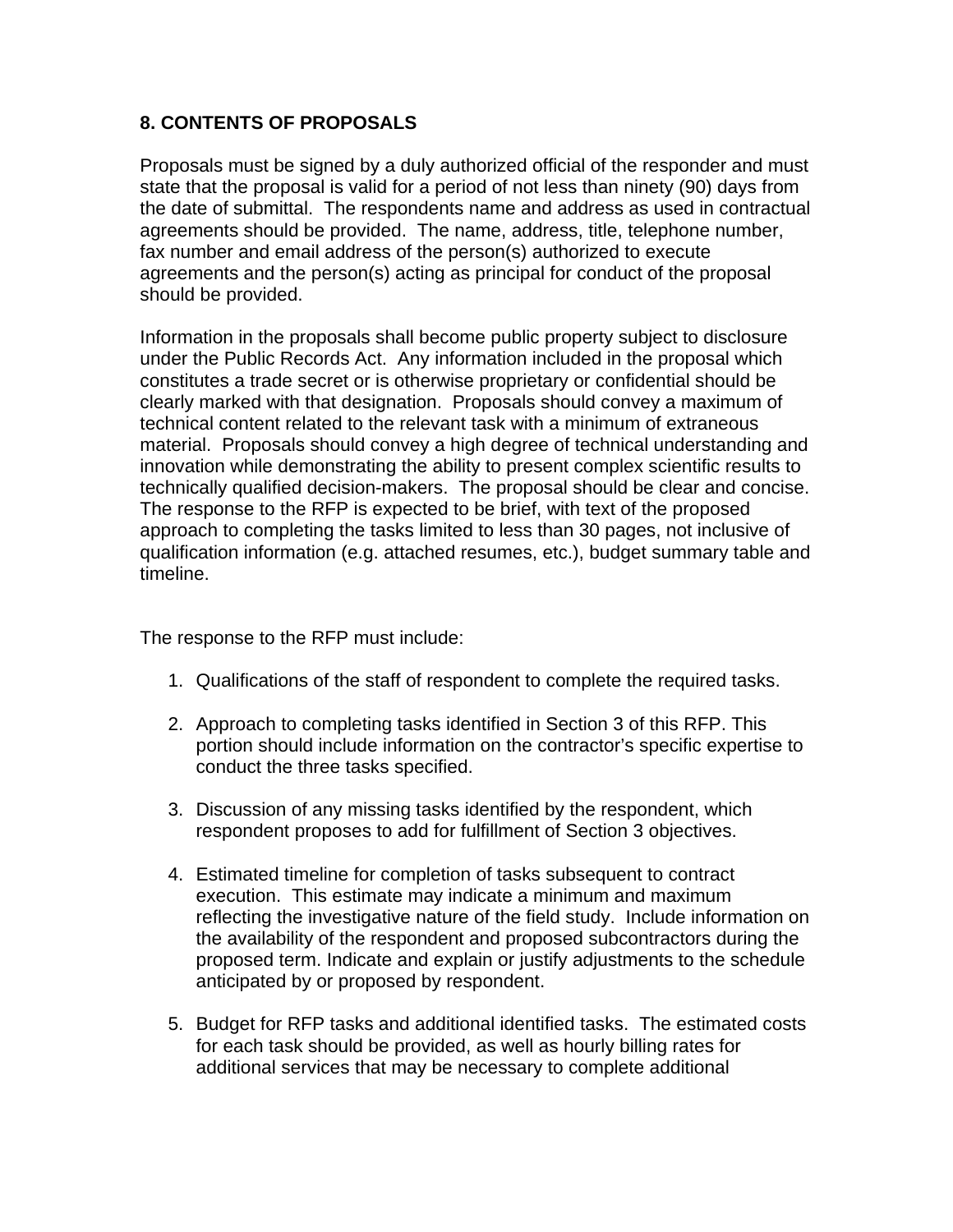## 8. CONTENTS OF PROPOSALS

Proposals must be signed by a duly authorized official of the responder and must state that the proposal is valid for a period of not less than ninety (90) days from the date of submittal. The respondents name and address as used in contractual agreements should be provided. The name, address, title, telephone number, fax number and email address of the person(s) authorized to execute agreements and the person(s) acting as principal for conduct of the proposal should be provided.

Information in the proposals shall become public property subject to disclosure under the Public Records Act. Any information included in the proposal which constitutes a trade secret or is otherwise proprietary or confidential should be clearly marked with that designation. Proposals should convey a maximum of technical content related to the relevant task with a minimum of extraneous material. Proposals should convey a high degree of technical understanding and innovation while demonstrating the ability to present complex scientific results to technically qualified decision-makers. The proposal should be clear and concise. The response to the RFP is expected to be brief, with text of the proposed approach to completing the tasks limited to less than 30 pages, not inclusive of qualification information (e.g. attached resumes, etc.), budget summary table and timeline.

The response to the RFP must include:

1. Qualifications of the staff of respondent to complete the required tasks.

2. Approach to completing tasks identified in Section 3 of this RFP. This portion should include information on the contractor's specific expertise to conduct the three tasks specified.

3. Discussion of any missing tasks identified by the respondent, which respondent proposes to add for fulfillment of Section 3 objectives.

4. Estimated timeline for completion of tasks subsequent to contract execution. This estimate may indicate a minimum and maximum reflecting the investigative nature of the field study. Include information on the availability of the respondent and proposed subcontractors during the proposed term. Indicate and explain or justify adjustments to the schedule anticipated by or proposed by respondent.

5. Budget for RFP tasks and additional identified tasks. The estimated costs for each task should be provided, as well as hourly billing rates for additional services that may be necessary to complete additional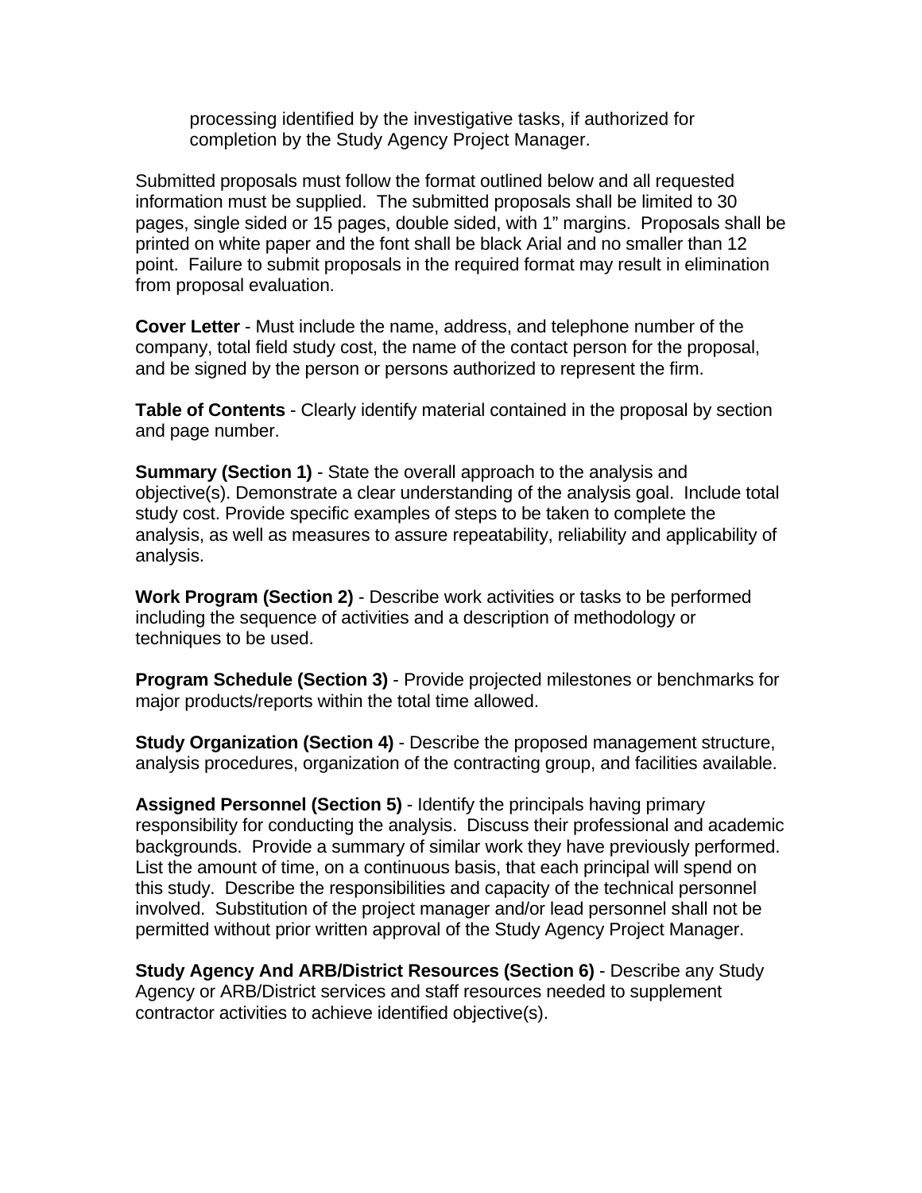processing identified by the investigative tasks, if authorized for completion by the Study Agency Project Manager.

Submitted proposals must follow the format outlined below and all requested information must be supplied. The submitted proposals shall be limited to 30 pages, single sided or 15 pages, double sided, with 1" margins. Proposals shall be printed on white paper and the font shall be black Arial and no smaller than 12 point. Failure to submit proposals in the required format may result in elimination from proposal evaluation.

**Cover Letter** - Must include the name, address, and telephone number of the company, total field study cost, the name of the contact person for the proposal, and be signed by the person or persons authorized to represent the firm.

**Table of Contents** - Clearly identify material contained in the proposal by section and page number.

**Summary (Section 1)** - State the overall approach to the analysis and objective(s). Demonstrate a clear understanding of the analysis goal. Include total study cost. Provide specific examples of steps to be taken to complete the analysis, as well as measures to assure repeatability, reliability and applicability of analysis.

**Work Program (Section 2)** - Describe work activities or tasks to be performed including the sequence of activities and a description of methodology or techniques to be used.

**Program Schedule (Section 3)** - Provide projected milestones or benchmarks for major products/reports within the total time allowed.

**Study Organization (Section 4)** - Describe the proposed management structure, analysis procedures, organization of the contracting group, and facilities available.

**Assigned Personnel (Section 5)** - Identify the principals having primary responsibility for conducting the analysis. Discuss their professional and academic backgrounds. Provide a summary of similar work they have previously performed. List the amount of time, on a continuous basis, that each principal will spend on this study. Describe the responsibilities and capacity of the technical personnel involved. Substitution of the project manager and/or lead personnel shall not be permitted without prior written approval of the Study Agency Project Manager.

**Study Agency And ARB/District Resources (Section 6)** - Describe any Study Agency or ARB/District services and staff resources needed to supplement contractor activities to achieve identified objective(s).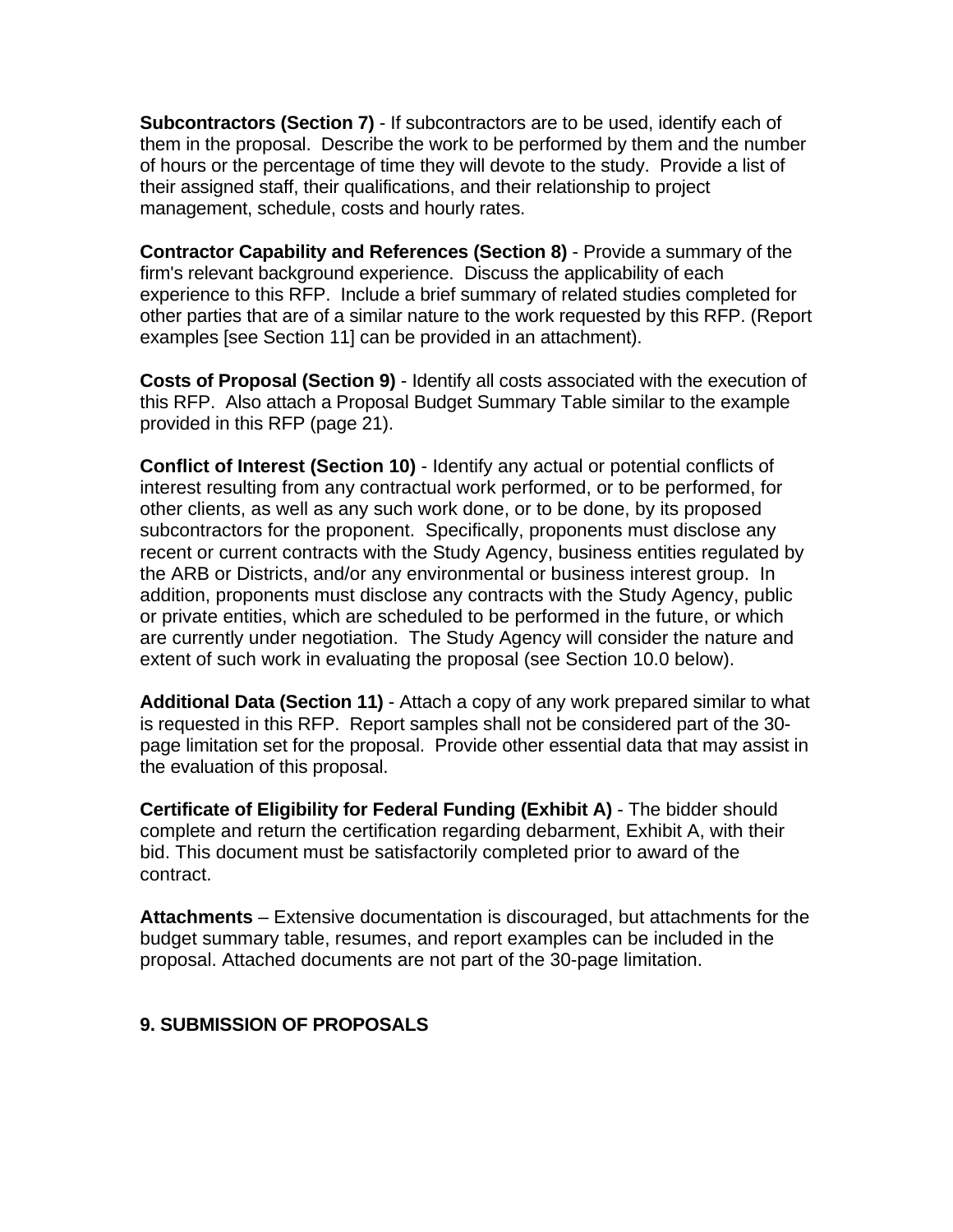**Subcontractors (Section 7)** - If subcontractors are to be used, identify each of them in the proposal. Describe the work to be performed by them and the number of hours or the percentage of time they will devote to the study. Provide a list of their assigned staff, their qualifications, and their relationship to project management, schedule, costs and hourly rates.

**Contractor Capability and References (Section 8)** - Provide a summary of the firm's relevant background experience. Discuss the applicability of each experience to this RFP. Include a brief summary of related studies completed for other parties that are of a similar nature to the work requested by this RFP. (Report examples [see Section 11] can be provided in an attachment).

**Costs of Proposal (Section 9)** - Identify all costs associated with the execution of this RFP. Also attach a Proposal Budget Summary Table similar to the example provided in this RFP (page 21).

**Conflict of Interest (Section 10)** - Identify any actual or potential conflicts of interest resulting from any contractual work performed, or to be performed, for other clients, as well as any such work done, or to be done, by its proposed subcontractors for the proponent. Specifically, proponents must disclose any recent or current contracts with the Study Agency, business entities regulated by the ARB or Districts, and/or any environmental or business interest group. In addition, proponents must disclose any contracts with the Study Agency, public or private entities, which are scheduled to be performed in the future, or which are currently under negotiation. The Study Agency will consider the nature and extent of such work in evaluating the proposal (see Section 10.0 below).

**Additional Data (Section 11)** - Attach a copy of any work prepared similar to what is requested in this RFP. Report samples shall not be considered part of the 30-page limitation set for the proposal. Provide other essential data that may assist in the evaluation of this proposal.

**Certificate of Eligibility for Federal Funding (Exhibit A)** - The bidder should complete and return the certification regarding debarment, Exhibit A, with their bid. This document must be satisfactorily completed prior to award of the contract.

**Attachments** – Extensive documentation is discouraged, but attachments for the budget summary table, resumes, and report examples can be included in the proposal. Attached documents are not part of the 30-page limitation.

## 9. SUBMISSION OF PROPOSALS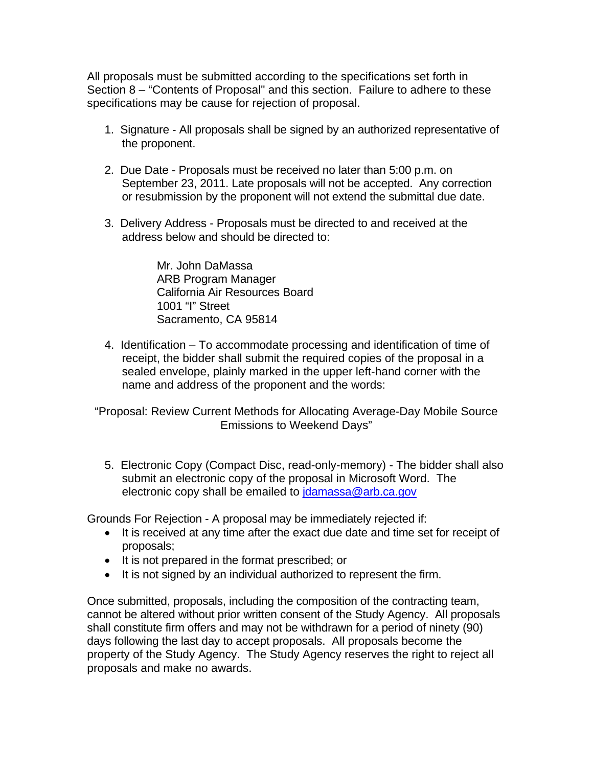All proposals must be submitted according to the specifications set forth in Section 8 – "Contents of Proposal" and this section. Failure to adhere to these specifications may be cause for rejection of proposal.

1. Signature - All proposals shall be signed by an authorized representative of the proponent.

2. Due Date - Proposals must be received no later than 5:00 p.m. on September 23, 2011. Late proposals will not be accepted. Any correction or resubmission by the proponent will not extend the submittal due date.

3. Delivery Address - Proposals must be directed to and received at the address below and should be directed to:

   Mr. John DaMassa
   ARB Program Manager
   California Air Resources Board
   1001 "I" Street
   Sacramento, CA 95814

4. Identification – To accommodate processing and identification of time of receipt, the bidder shall submit the required copies of the proposal in a sealed envelope, plainly marked in the upper left-hand corner with the name and address of the proponent and the words:

"Proposal: Review Current Methods for Allocating Average-Day Mobile Source Emissions to Weekend Days"

5. Electronic Copy (Compact Disc, read-only-memory) - The bidder shall also submit an electronic copy of the proposal in Microsoft Word. The electronic copy shall be emailed to jdamassa@arb.ca.gov

Grounds For Rejection - A proposal may be immediately rejected if:

- It is received at any time after the exact due date and time set for receipt of proposals;
- It is not prepared in the format prescribed; or
- It is not signed by an individual authorized to represent the firm.

Once submitted, proposals, including the composition of the contracting team, cannot be altered without prior written consent of the Study Agency. All proposals shall constitute firm offers and may not be withdrawn for a period of ninety (90) days following the last day to accept proposals. All proposals become the property of the Study Agency. The Study Agency reserves the right to reject all proposals and make no awards.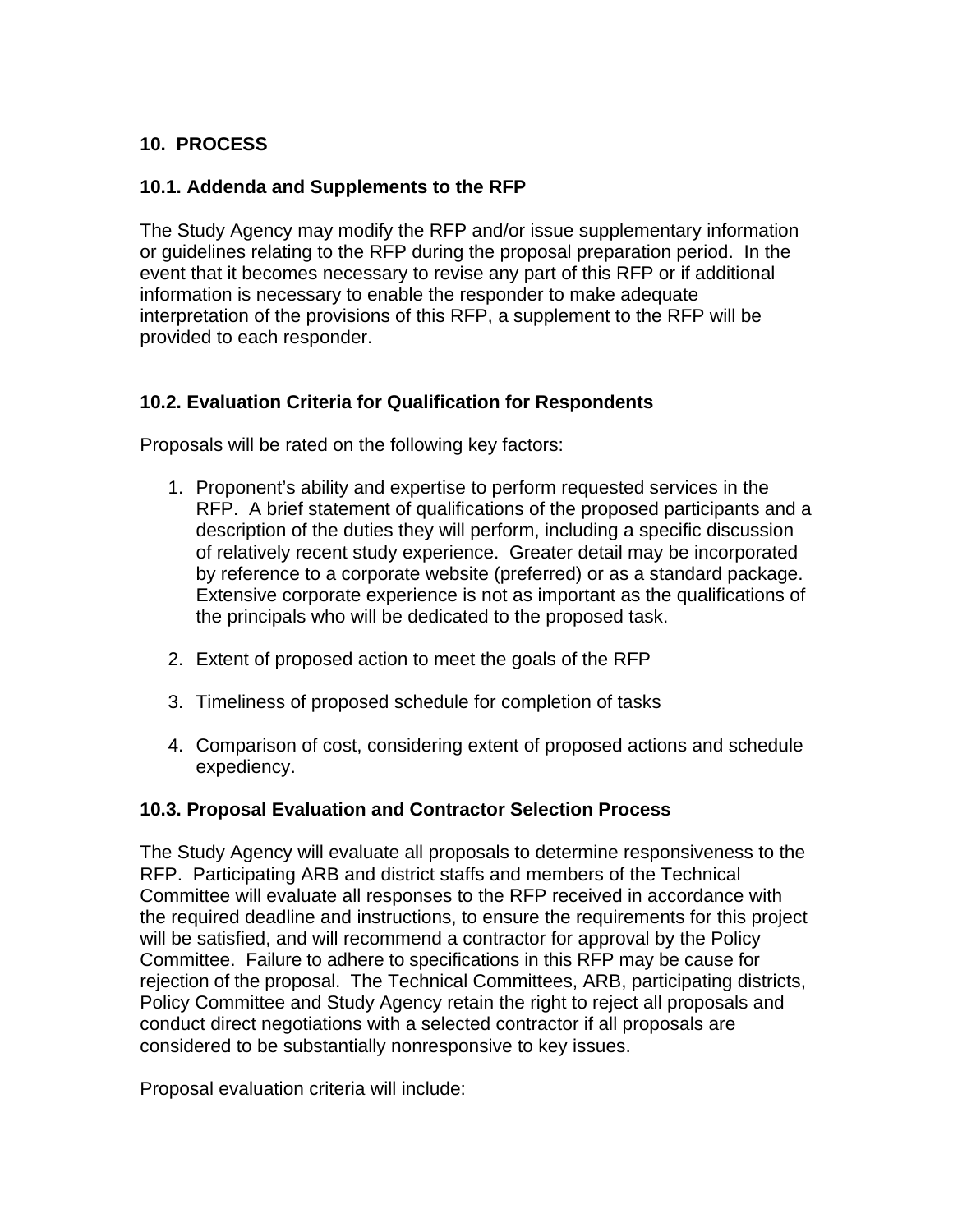## 10. PROCESS

### 10.1. Addenda and Supplements to the RFP

The Study Agency may modify the RFP and/or issue supplementary information or guidelines relating to the RFP during the proposal preparation period. In the event that it becomes necessary to revise any part of this RFP or if additional information is necessary to enable the responder to make adequate interpretation of the provisions of this RFP, a supplement to the RFP will be provided to each responder.

### 10.2. Evaluation Criteria for Qualification for Respondents

Proposals will be rated on the following key factors:

1. Proponent's ability and expertise to perform requested services in the RFP. A brief statement of qualifications of the proposed participants and a description of the duties they will perform, including a specific discussion of relatively recent study experience. Greater detail may be incorporated by reference to a corporate website (preferred) or as a standard package. Extensive corporate experience is not as important as the qualifications of the principals who will be dedicated to the proposed task.

2. Extent of proposed action to meet the goals of the RFP

3. Timeliness of proposed schedule for completion of tasks

4. Comparison of cost, considering extent of proposed actions and schedule expediency.

### 10.3. Proposal Evaluation and Contractor Selection Process

The Study Agency will evaluate all proposals to determine responsiveness to the RFP. Participating ARB and district staffs and members of the Technical Committee will evaluate all responses to the RFP received in accordance with the required deadline and instructions, to ensure the requirements for this project will be satisfied, and will recommend a contractor for approval by the Policy Committee. Failure to adhere to specifications in this RFP may be cause for rejection of the proposal. The Technical Committees, ARB, participating districts, Policy Committee and Study Agency retain the right to reject all proposals and conduct direct negotiations with a selected contractor if all proposals are considered to be substantially nonresponsive to key issues.

Proposal evaluation criteria will include: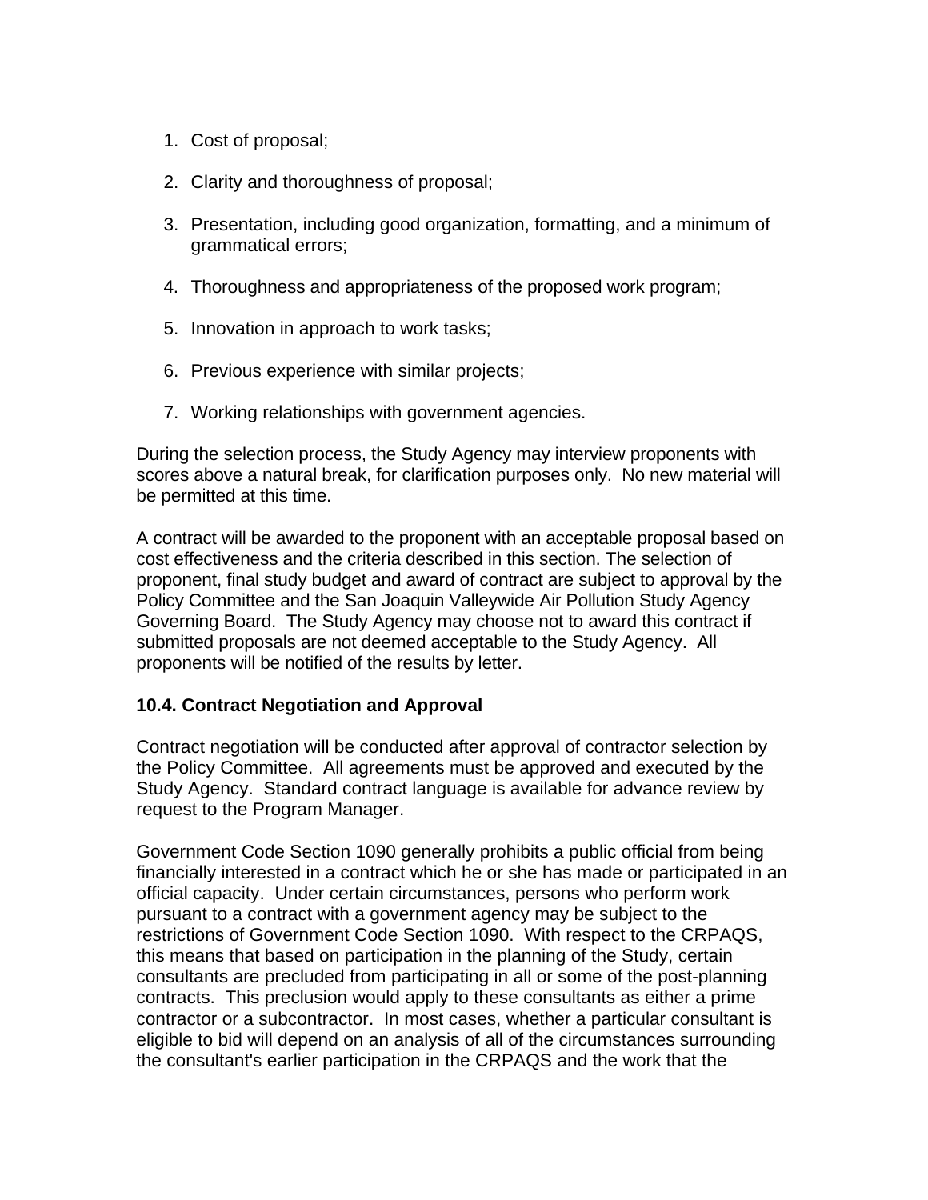1. Cost of proposal;
2. Clarity and thoroughness of proposal;
3. Presentation, including good organization, formatting, and a minimum of grammatical errors;
4. Thoroughness and appropriateness of the proposed work program;
5. Innovation in approach to work tasks;
6. Previous experience with similar projects;
7. Working relationships with government agencies.

During the selection process, the Study Agency may interview proponents with scores above a natural break, for clarification purposes only. No new material will be permitted at this time.

A contract will be awarded to the proponent with an acceptable proposal based on cost effectiveness and the criteria described in this section. The selection of proponent, final study budget and award of contract are subject to approval by the Policy Committee and the San Joaquin Valleywide Air Pollution Study Agency Governing Board. The Study Agency may choose not to award this contract if submitted proposals are not deemed acceptable to the Study Agency. All proponents will be notified of the results by letter.

### 10.4. Contract Negotiation and Approval

Contract negotiation will be conducted after approval of contractor selection by the Policy Committee. All agreements must be approved and executed by the Study Agency. Standard contract language is available for advance review by request to the Program Manager.

Government Code Section 1090 generally prohibits a public official from being financially interested in a contract which he or she has made or participated in an official capacity. Under certain circumstances, persons who perform work pursuant to a contract with a government agency may be subject to the restrictions of Government Code Section 1090. With respect to the CRPAQS, this means that based on participation in the planning of the Study, certain consultants are precluded from participating in all or some of the post-planning contracts. This preclusion would apply to these consultants as either a prime contractor or a subcontractor. In most cases, whether a particular consultant is eligible to bid will depend on an analysis of all of the circumstances surrounding the consultant's earlier participation in the CRPAQS and the work that the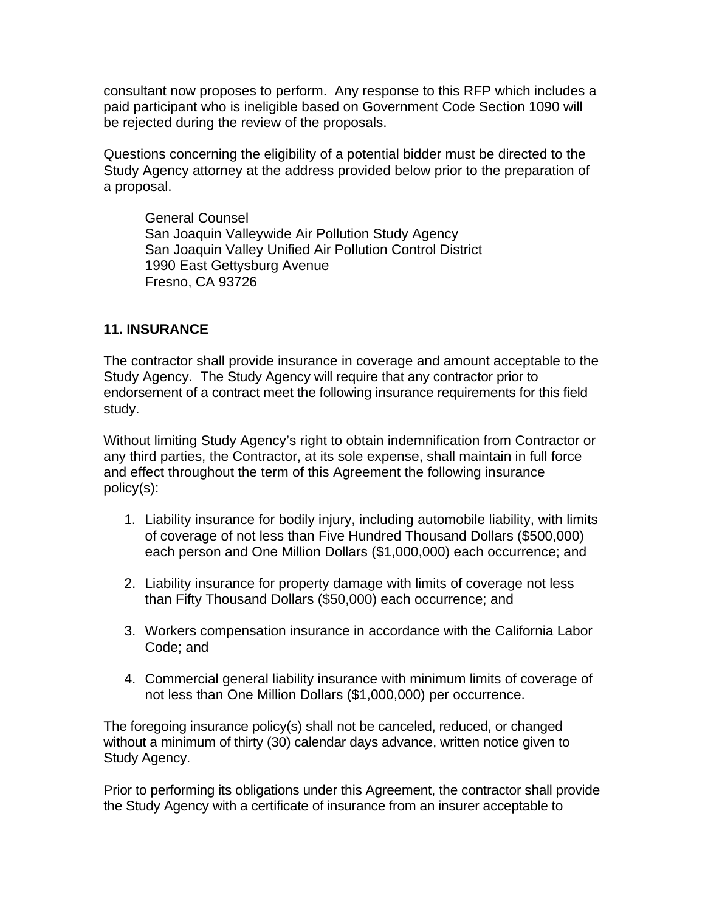consultant now proposes to perform. Any response to this RFP which includes a paid participant who is ineligible based on Government Code Section 1090 will be rejected during the review of the proposals.

Questions concerning the eligibility of a potential bidder must be directed to the Study Agency attorney at the address provided below prior to the preparation of a proposal.

General Counsel
San Joaquin Valleywide Air Pollution Study Agency
San Joaquin Valley Unified Air Pollution Control District
1990 East Gettysburg Avenue
Fresno, CA 93726

**11. INSURANCE**

The contractor shall provide insurance in coverage and amount acceptable to the Study Agency. The Study Agency will require that any contractor prior to endorsement of a contract meet the following insurance requirements for this field study.

Without limiting Study Agency's right to obtain indemnification from Contractor or any third parties, the Contractor, at its sole expense, shall maintain in full force and effect throughout the term of this Agreement the following insurance policy(s):

1. Liability insurance for bodily injury, including automobile liability, with limits of coverage of not less than Five Hundred Thousand Dollars ($500,000) each person and One Million Dollars ($1,000,000) each occurrence; and

2. Liability insurance for property damage with limits of coverage not less than Fifty Thousand Dollars ($50,000) each occurrence; and

3. Workers compensation insurance in accordance with the California Labor Code; and

4. Commercial general liability insurance with minimum limits of coverage of not less than One Million Dollars ($1,000,000) per occurrence.

The foregoing insurance policy(s) shall not be canceled, reduced, or changed without a minimum of thirty (30) calendar days advance, written notice given to Study Agency.

Prior to performing its obligations under this Agreement, the contractor shall provide the Study Agency with a certificate of insurance from an insurer acceptable to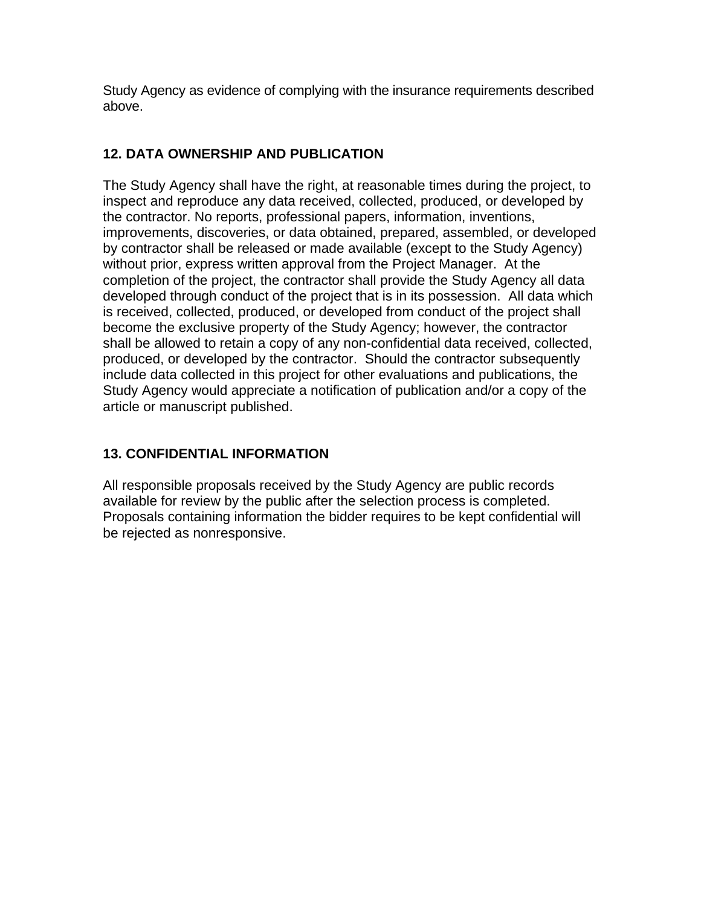Study Agency as evidence of complying with the insurance requirements described above.

## 12. DATA OWNERSHIP AND PUBLICATION

The Study Agency shall have the right, at reasonable times during the project, to inspect and reproduce any data received, collected, produced, or developed by the contractor. No reports, professional papers, information, inventions, improvements, discoveries, or data obtained, prepared, assembled, or developed by contractor shall be released or made available (except to the Study Agency) without prior, express written approval from the Project Manager. At the completion of the project, the contractor shall provide the Study Agency all data developed through conduct of the project that is in its possession. All data which is received, collected, produced, or developed from conduct of the project shall become the exclusive property of the Study Agency; however, the contractor shall be allowed to retain a copy of any non-confidential data received, collected, produced, or developed by the contractor. Should the contractor subsequently include data collected in this project for other evaluations and publications, the Study Agency would appreciate a notification of publication and/or a copy of the article or manuscript published.

## 13. CONFIDENTIAL INFORMATION

All responsible proposals received by the Study Agency are public records available for review by the public after the selection process is completed. Proposals containing information the bidder requires to be kept confidential will be rejected as nonresponsive.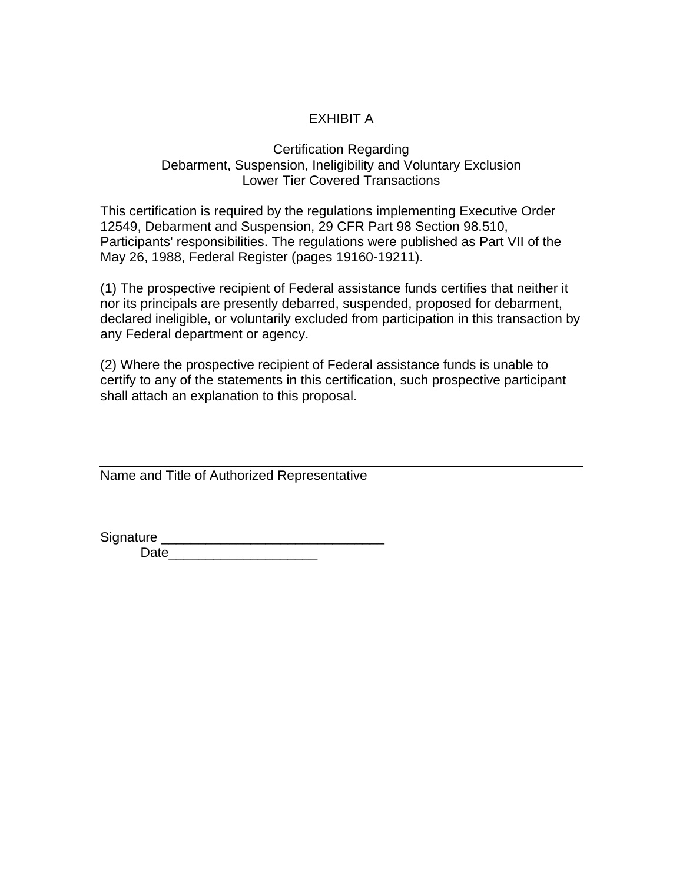# EXHIBIT A

## Certification Regarding
## Debarment, Suspension, Ineligibility and Voluntary Exclusion
## Lower Tier Covered Transactions

This certification is required by the regulations implementing Executive Order 12549, Debarment and Suspension, 29 CFR Part 98 Section 98.510, Participants' responsibilities. The regulations were published as Part VII of the May 26, 1988, Federal Register (pages 19160-19211).

(1) The prospective recipient of Federal assistance funds certifies that neither it nor its principals are presently debarred, suspended, proposed for debarment, declared ineligible, or voluntarily excluded from participation in this transaction by any Federal department or agency.

(2) Where the prospective recipient of Federal assistance funds is unable to certify to any of the statements in this certification, such prospective participant shall attach an explanation to this proposal.

______________________________________________________________

Name and Title of Authorized Representative

Signature ______________________________

Date____________________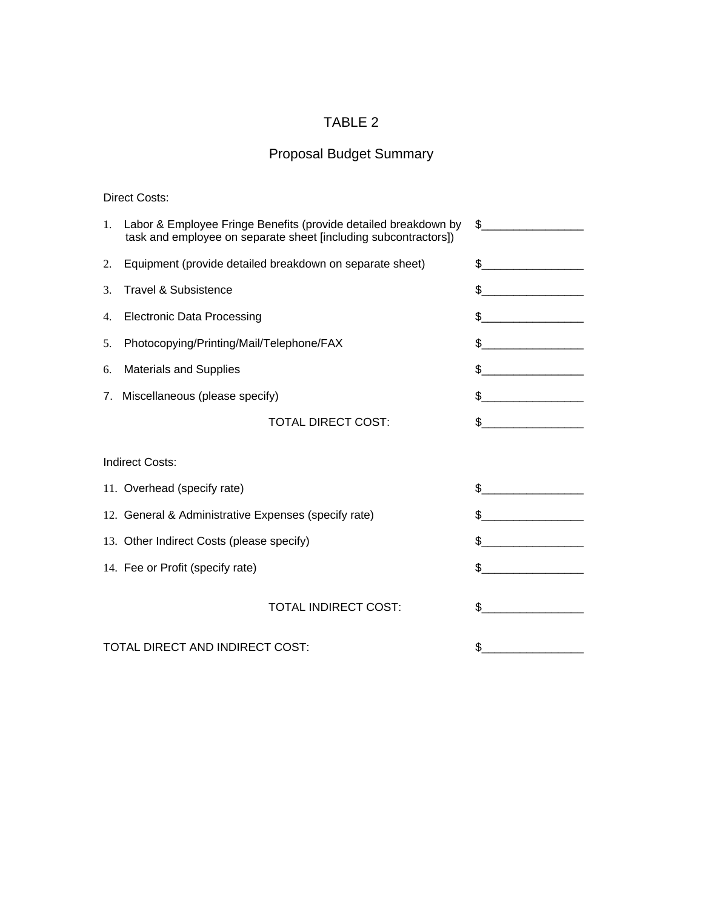# TABLE 2

## Proposal Budget Summary

Direct Costs:

| | |
|---|---|
| 1. Labor & Employee Fringe Benefits (provide detailed breakdown by task and employee on separate sheet [including subcontractors]) | $________________ |
| 2. Equipment (provide detailed breakdown on separate sheet) | $________________ |
| 3. Travel & Subsistence | $________________ |
| 4. Electronic Data Processing | $________________ |
| 5. Photocopying/Printing/Mail/Telephone/FAX | $________________ |
| 6. Materials and Supplies | $________________ |
| 7. Miscellaneous (please specify) | $________________ |
| TOTAL DIRECT COST: | $________________ |

Indirect Costs:

| | |
|---|---|
| 11. Overhead (specify rate) | $________________ |
| 12. General & Administrative Expenses (specify rate) | $________________ |
| 13. Other Indirect Costs (please specify) | $________________ |
| 14. Fee or Profit (specify rate) | $________________ |
| TOTAL INDIRECT COST: | $________________ |

| | |
|---|---|
| TOTAL DIRECT AND INDIRECT COST: | $________________ |